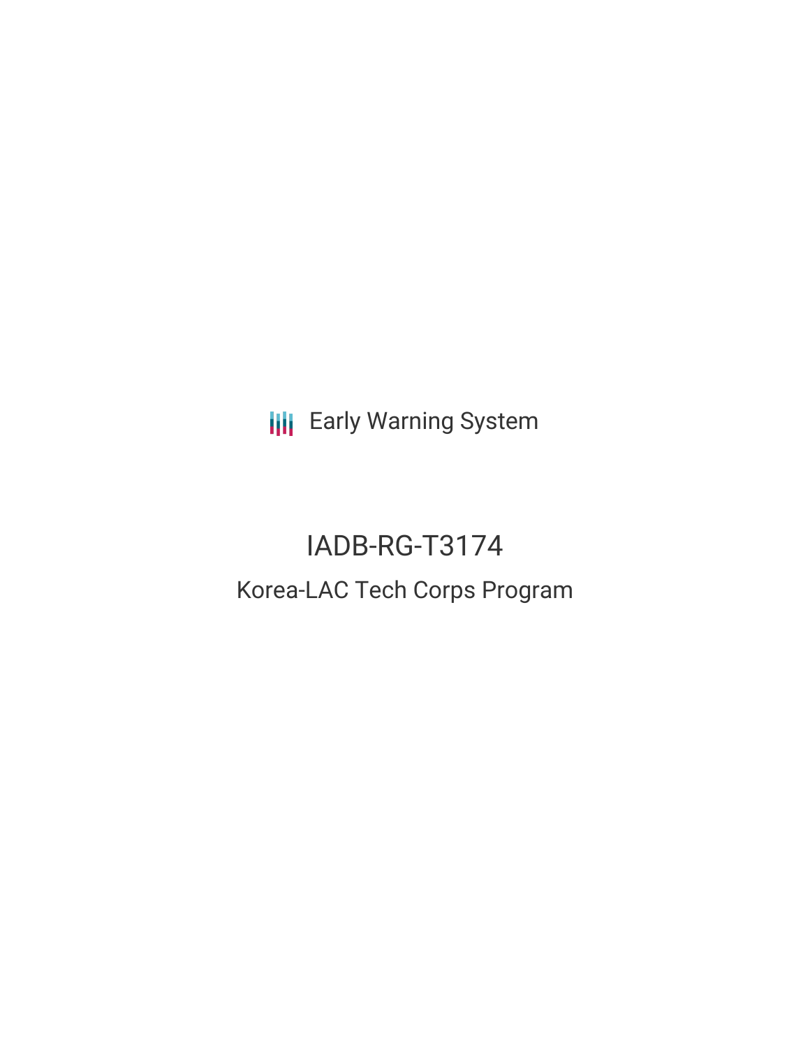Early Warning System

# IADB-RG-T3174

## Korea-LAC Tech Corps Program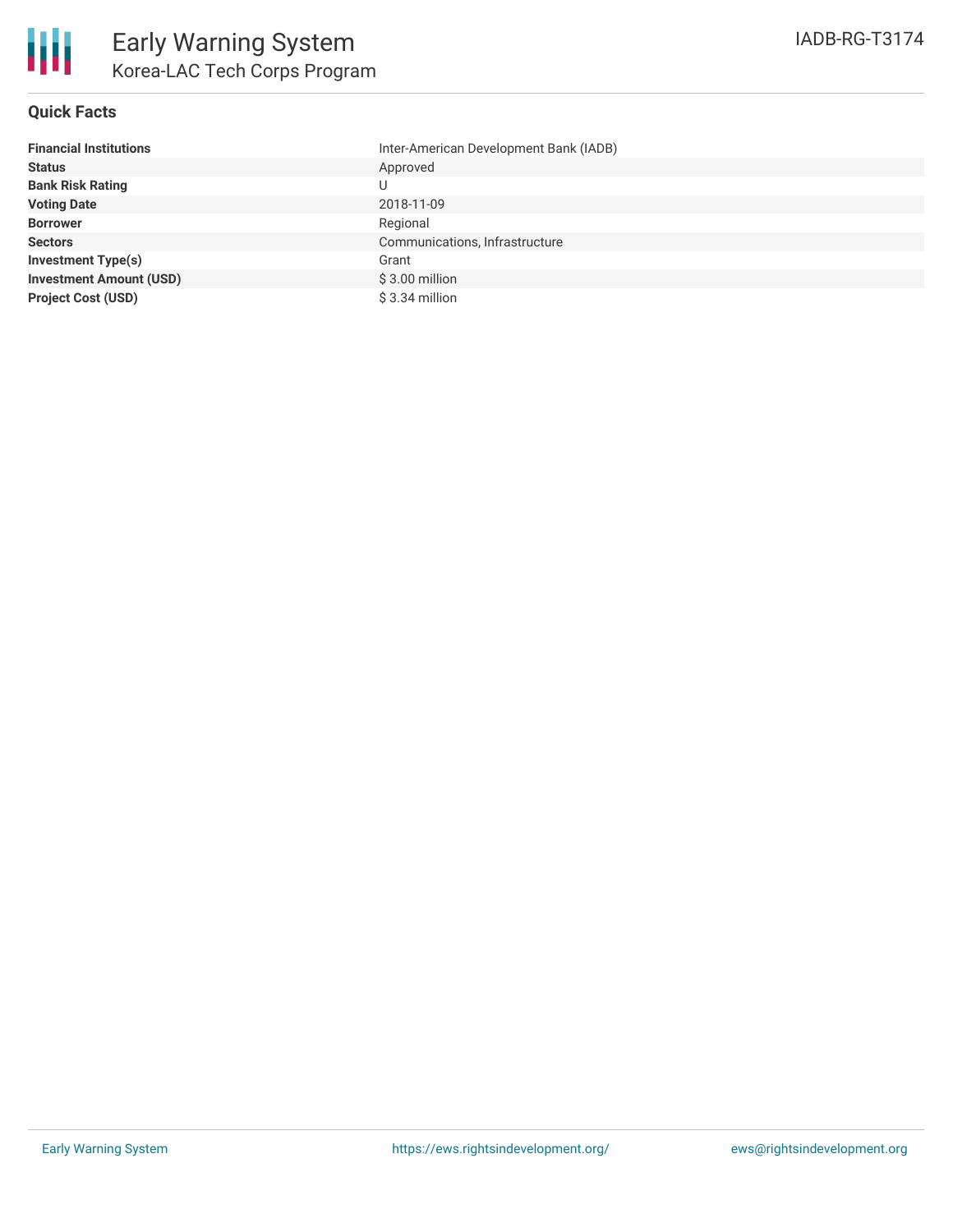# Early Warning System

## Korea-LAC Tech Corps Program

IADB-RG-T3174

### Quick Facts

| | |
|---|---|
| **Financial Institutions** | Inter-American Development Bank (IADB) |
| **Status** | Approved |
| **Bank Risk Rating** | U |
| **Voting Date** | 2018-11-09 |
| **Borrower** | Regional |
| **Sectors** | Communications, Infrastructure |
| **Investment Type(s)** | Grant |
| **Investment Amount (USD)** | $ 3.00 million |
| **Project Cost (USD)** | $ 3.34 million |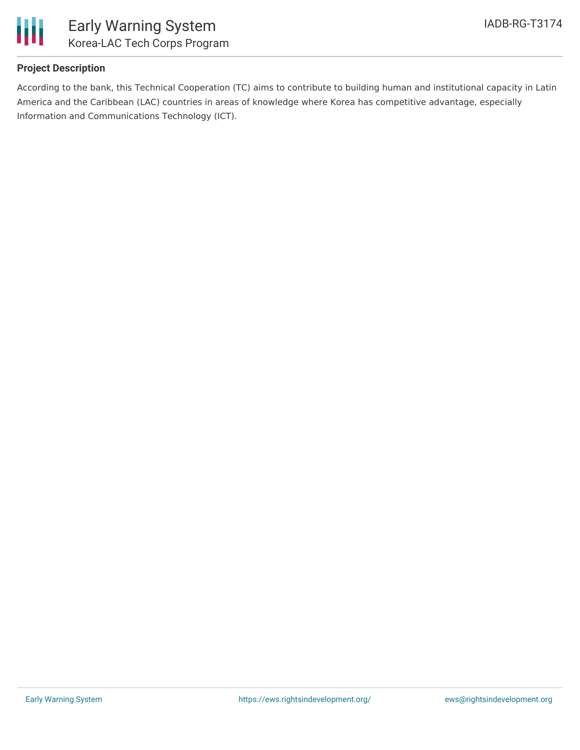## Project Description

According to the bank, this Technical Cooperation (TC) aims to contribute to building human and institutional capacity in Latin America and the Caribbean (LAC) countries in areas of knowledge where Korea has competitive advantage, especially Information and Communications Technology (ICT).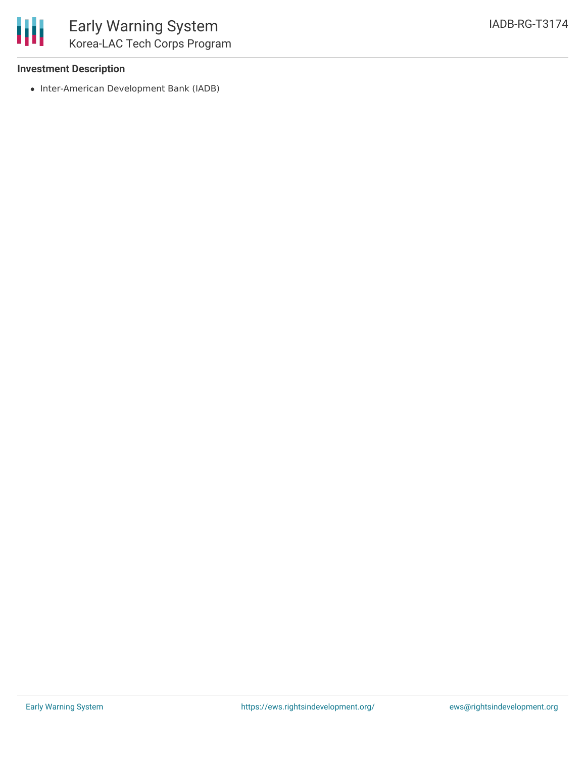**Investment Description**

- Inter-American Development Bank (IADB)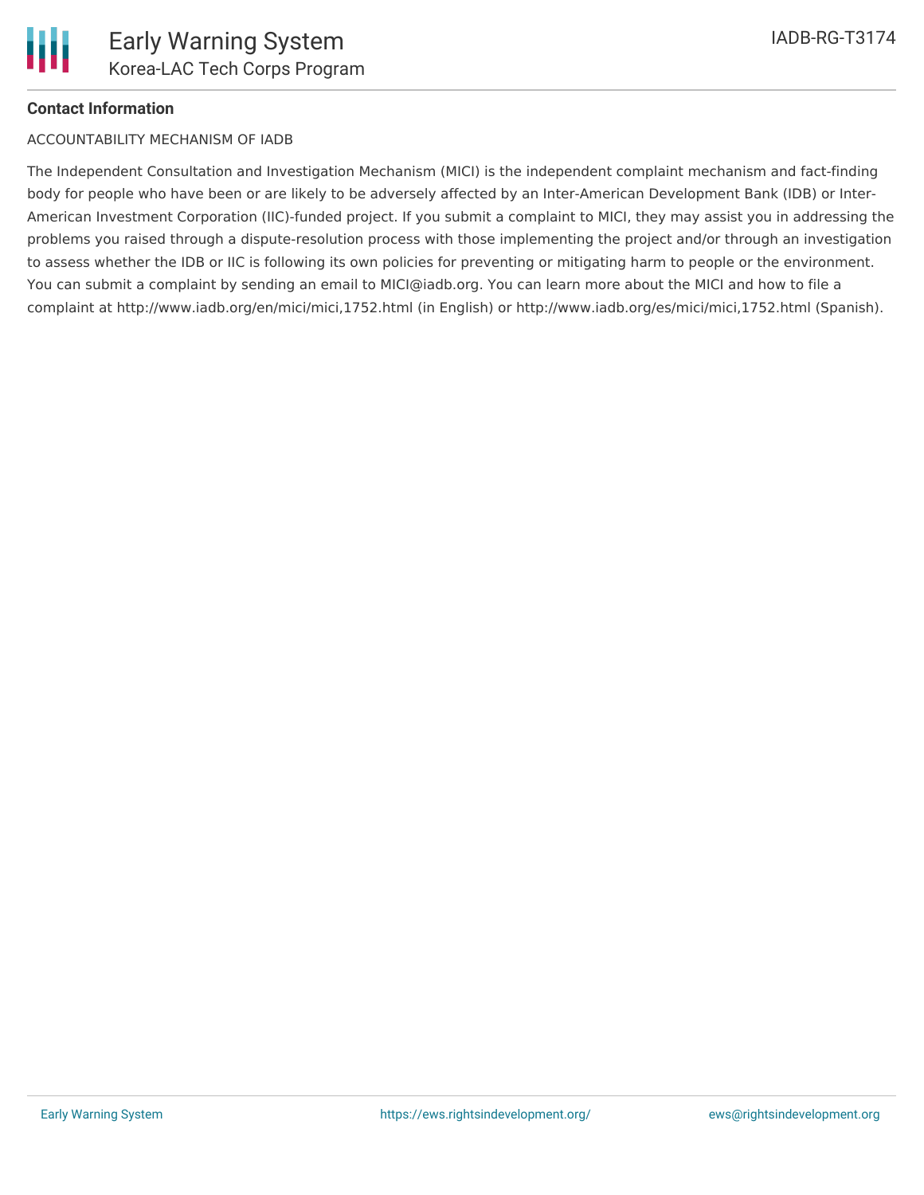**Contact Information**

ACCOUNTABILITY MECHANISM OF IADB

The Independent Consultation and Investigation Mechanism (MICI) is the independent complaint mechanism and fact-finding body for people who have been or are likely to be adversely affected by an Inter-American Development Bank (IDB) or Inter-American Investment Corporation (IIC)-funded project. If you submit a complaint to MICI, they may assist you in addressing the problems you raised through a dispute-resolution process with those implementing the project and/or through an investigation to assess whether the IDB or IIC is following its own policies for preventing or mitigating harm to people or the environment. You can submit a complaint by sending an email to MICI@iadb.org. You can learn more about the MICI and how to file a complaint at http://www.iadb.org/en/mici/mici,1752.html (in English) or http://www.iadb.org/es/mici/mici,1752.html (Spanish).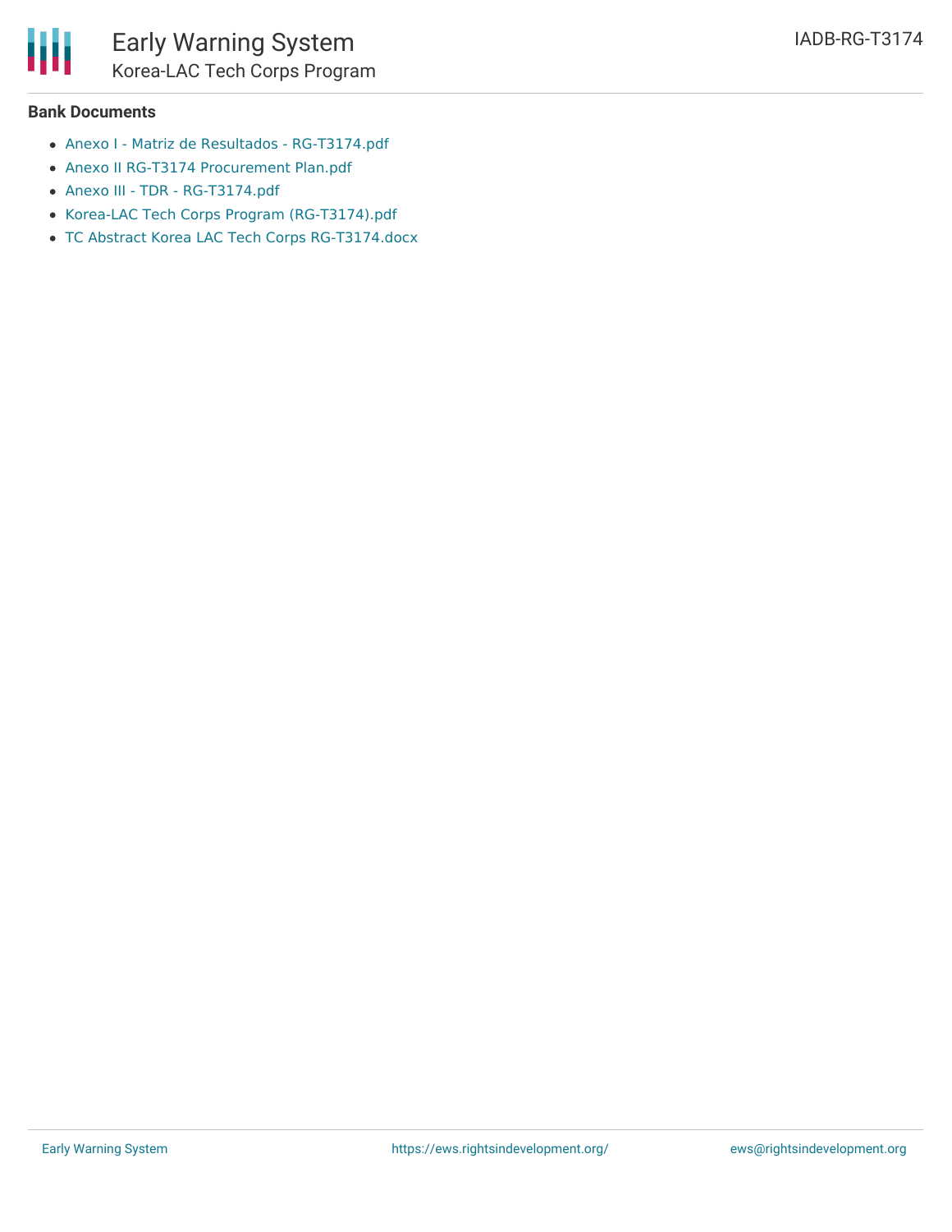**Bank Documents**

- Anexo I - Matriz de Resultados - RG-T3174.pdf
- Anexo II RG-T3174 Procurement Plan.pdf
- Anexo III - TDR - RG-T3174.pdf
- Korea-LAC Tech Corps Program (RG-T3174).pdf
- TC Abstract Korea LAC Tech Corps RG-T3174.docx